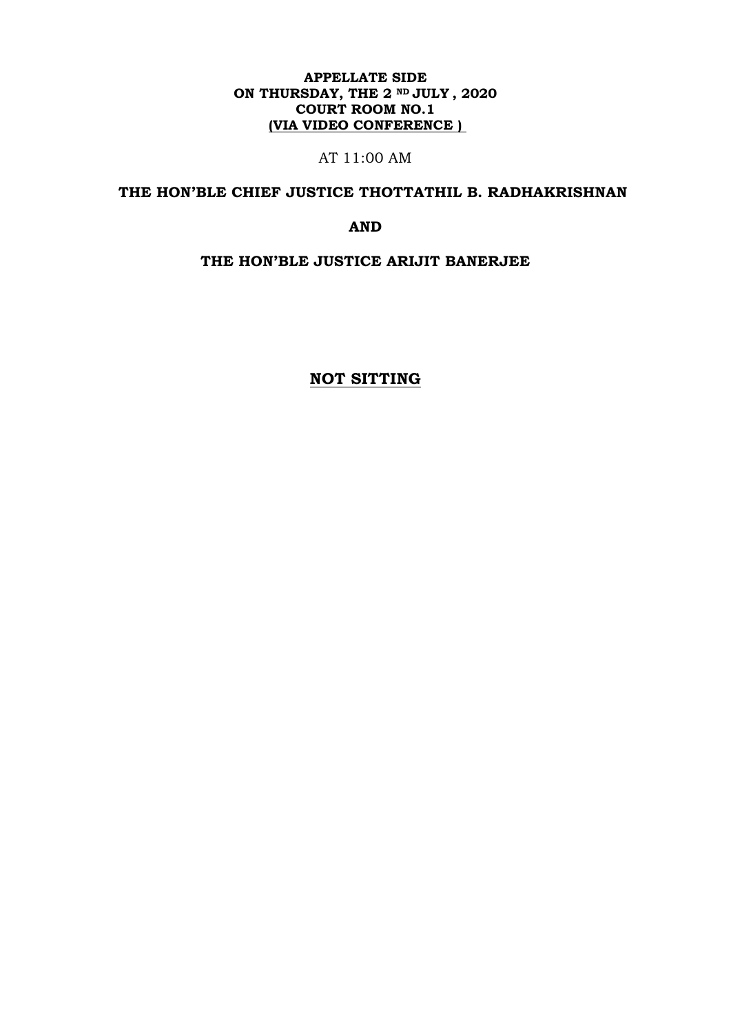**APPELLATE SIDE**
**ON THURSDAY, THE 2 ND JULY , 2020**
**COURT ROOM NO.1**
**(VIA VIDEO CONFERENCE )**

AT 11:00 AM

**THE HON'BLE CHIEF JUSTICE THOTTATHIL B. RADHAKRISHNAN**

**AND**

**THE HON'BLE JUSTICE ARIJIT BANERJEE**

**NOT SITTING**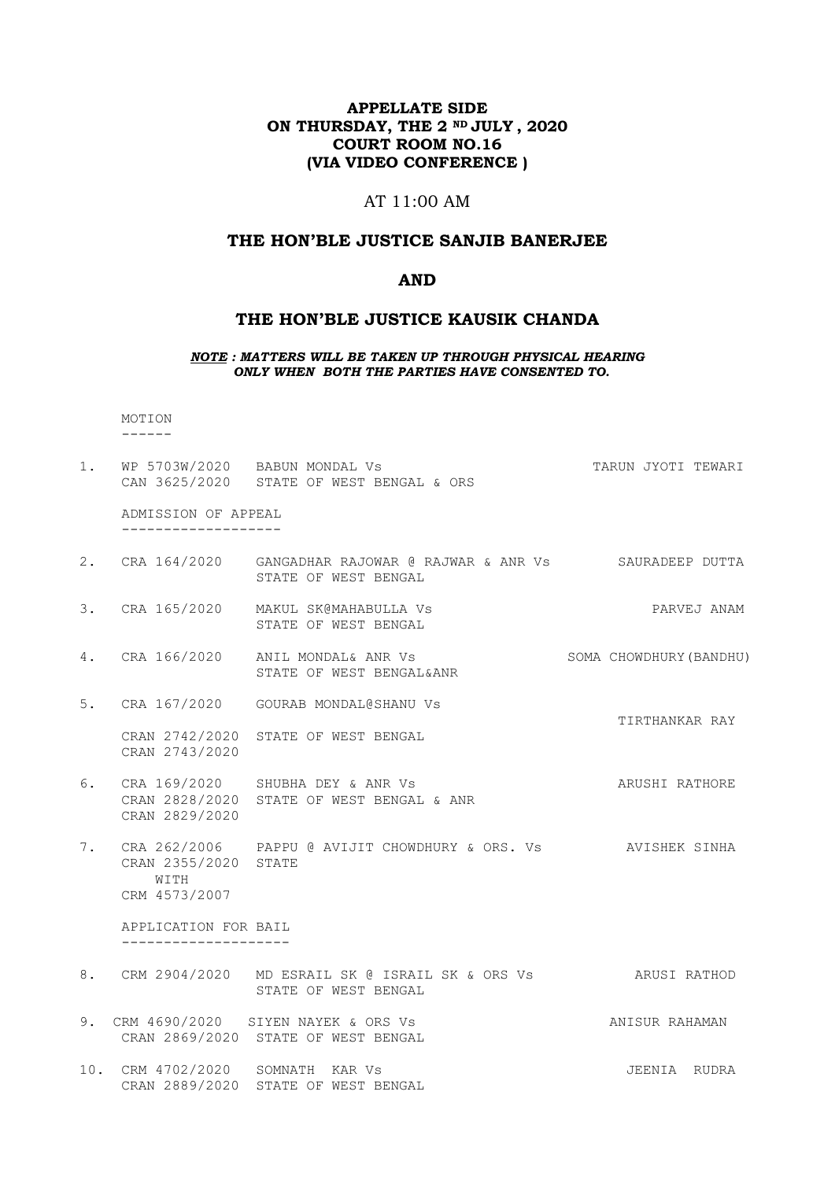**APPELLATE SIDE**
**ON THURSDAY, THE 2 ND JULY , 2020**
**COURT ROOM NO.16**
**(VIA VIDEO CONFERENCE )**

AT 11:00 AM

## THE HON'BLE JUSTICE SANJIB BANERJEE

## AND

## THE HON'BLE JUSTICE KAUSIK CHANDA

***NOTE : MATTERS WILL BE TAKEN UP THROUGH PHYSICAL HEARING ONLY WHEN BOTH THE PARTIES HAVE CONSENTED TO.***

MOTION
------

1. WP 5703W/2020 BABUN MONDAL Vs — TARUN JYOTI TEWARI
   CAN 3625/2020 STATE OF WEST BENGAL & ORS

ADMISSION OF APPEAL
-------------------

2. CRA 164/2020 GANGADHAR RAJOWAR @ RAJWAR & ANR Vs — SAURADEEP DUTTA
   STATE OF WEST BENGAL

3. CRA 165/2020 MAKUL SK@MAHABULLA Vs — PARVEJ ANAM
   STATE OF WEST BENGAL

4. CRA 166/2020 ANIL MONDAL& ANR Vs — SOMA CHOWDHURY(BANDHU)
   STATE OF WEST BENGAL&ANR

5. CRA 167/2020 GOURAB MONDAL@SHANU Vs — TIRTHANKAR RAY
   CRAN 2742/2020 STATE OF WEST BENGAL
   CRAN 2743/2020

6. CRA 169/2020 SHUBHA DEY & ANR Vs — ARUSHI RATHORE
   CRAN 2828/2020 STATE OF WEST BENGAL & ANR
   CRAN 2829/2020

7. CRA 262/2006 PAPPU @ AVIJIT CHOWDHURY & ORS. Vs — AVISHEK SINHA
   CRAN 2355/2020 STATE
   WITH
   CRM 4573/2007

APPLICATION FOR BAIL
--------------------

8. CRM 2904/2020 MD ESRAIL SK @ ISRAIL SK & ORS Vs — ARUSI RATHOD
   STATE OF WEST BENGAL

9. CRM 4690/2020 SIYEN NAYEK & ORS Vs — ANISUR RAHAMAN
   CRAN 2869/2020 STATE OF WEST BENGAL

10. CRM 4702/2020 SOMNATH KAR Vs — JEENIA RUDRA
    CRAN 2889/2020 STATE OF WEST BENGAL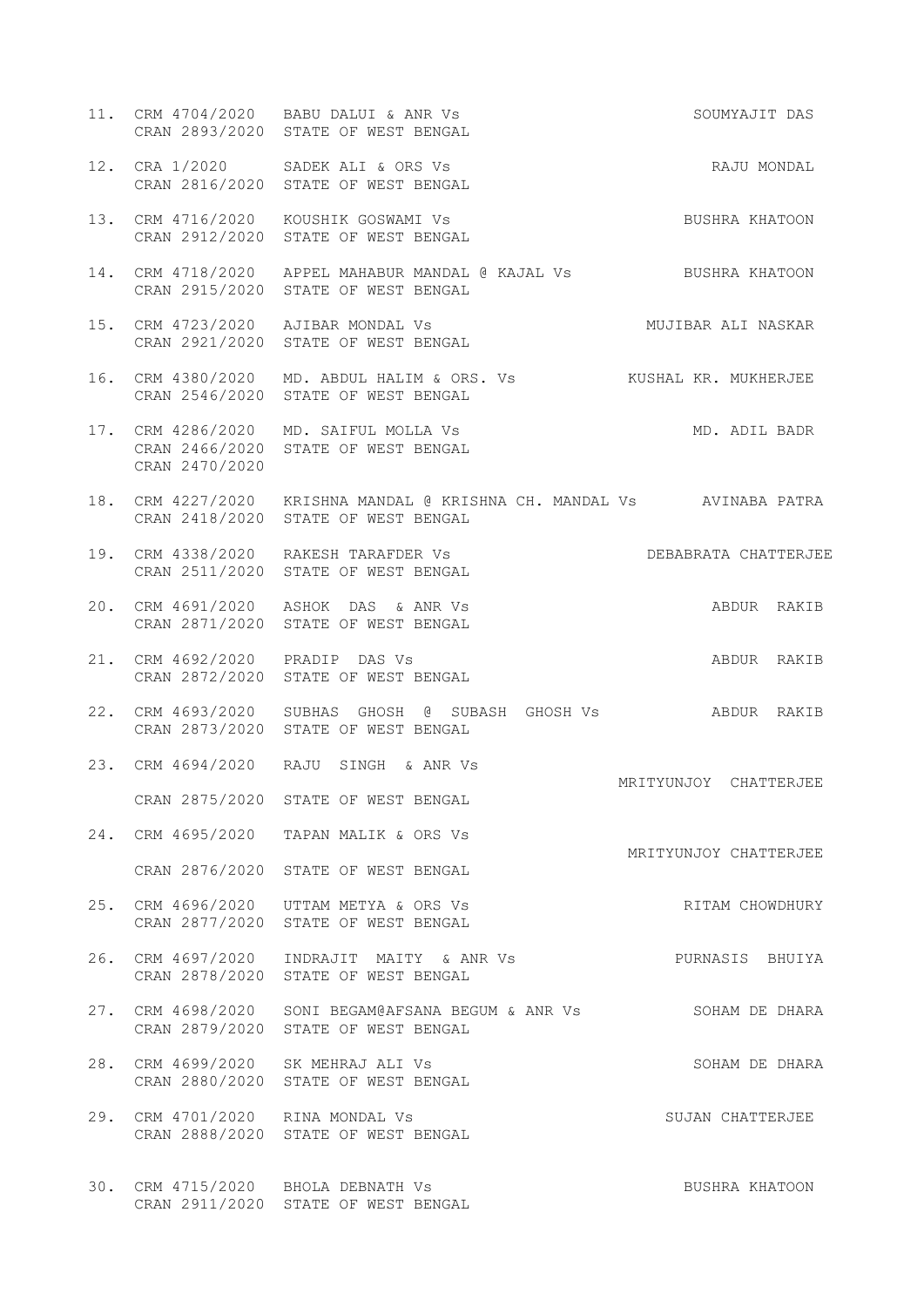11. CRM 4704/2020 CRAN 2893/2020 BABU DALUI & ANR Vs STATE OF WEST BENGAL — SOUMYAJIT DAS

12. CRA 1/2020 CRAN 2816/2020 SADEK ALI & ORS Vs STATE OF WEST BENGAL — RAJU MONDAL

13. CRM 4716/2020 CRAN 2912/2020 KOUSHIK GOSWAMI Vs STATE OF WEST BENGAL — BUSHRA KHATOON

14. CRM 4718/2020 CRAN 2915/2020 APPEL MAHABUR MANDAL @ KAJAL Vs STATE OF WEST BENGAL — BUSHRA KHATOON

15. CRM 4723/2020 CRAN 2921/2020 AJIBAR MONDAL Vs STATE OF WEST BENGAL — MUJIBAR ALI NASKAR

16. CRM 4380/2020 CRAN 2546/2020 MD. ABDUL HALIM & ORS. Vs STATE OF WEST BENGAL — KUSHAL KR. MUKHERJEE

17. CRM 4286/2020 CRAN 2466/2020 CRAN 2470/2020 MD. SAIFUL MOLLA Vs STATE OF WEST BENGAL — MD. ADIL BADR

18. CRM 4227/2020 CRAN 2418/2020 KRISHNA MANDAL @ KRISHNA CH. MANDAL Vs STATE OF WEST BENGAL — AVINABA PATRA

19. CRM 4338/2020 CRAN 2511/2020 RAKESH TARAFDER Vs STATE OF WEST BENGAL — DEBABRATA CHATTERJEE

20. CRM 4691/2020 CRAN 2871/2020 ASHOK DAS & ANR Vs STATE OF WEST BENGAL — ABDUR RAKIB

21. CRM 4692/2020 CRAN 2872/2020 PRADIP DAS Vs STATE OF WEST BENGAL — ABDUR RAKIB

22. CRM 4693/2020 CRAN 2873/2020 SUBHAS GHOSH @ SUBASH GHOSH Vs STATE OF WEST BENGAL — ABDUR RAKIB

23. CRM 4694/2020 CRAN 2875/2020 RAJU SINGH & ANR Vs STATE OF WEST BENGAL — MRITYUNJOY CHATTERJEE

24. CRM 4695/2020 CRAN 2876/2020 TAPAN MALIK & ORS Vs STATE OF WEST BENGAL — MRITYUNJOY CHATTERJEE

25. CRM 4696/2020 CRAN 2877/2020 UTTAM METYA & ORS Vs STATE OF WEST BENGAL — RITAM CHOWDHURY

26. CRM 4697/2020 CRAN 2878/2020 INDRAJIT MAITY & ANR Vs STATE OF WEST BENGAL — PURNASIS BHUIYA

27. CRM 4698/2020 CRAN 2879/2020 SONI BEGAM@AFSANA BEGUM & ANR Vs STATE OF WEST BENGAL — SOHAM DE DHARA

28. CRM 4699/2020 CRAN 2880/2020 SK MEHRAJ ALI Vs STATE OF WEST BENGAL — SOHAM DE DHARA

29. CRM 4701/2020 CRAN 2888/2020 RINA MONDAL Vs STATE OF WEST BENGAL — SUJAN CHATTERJEE

30. CRM 4715/2020 CRAN 2911/2020 BHOLA DEBNATH Vs STATE OF WEST BENGAL — BUSHRA KHATOON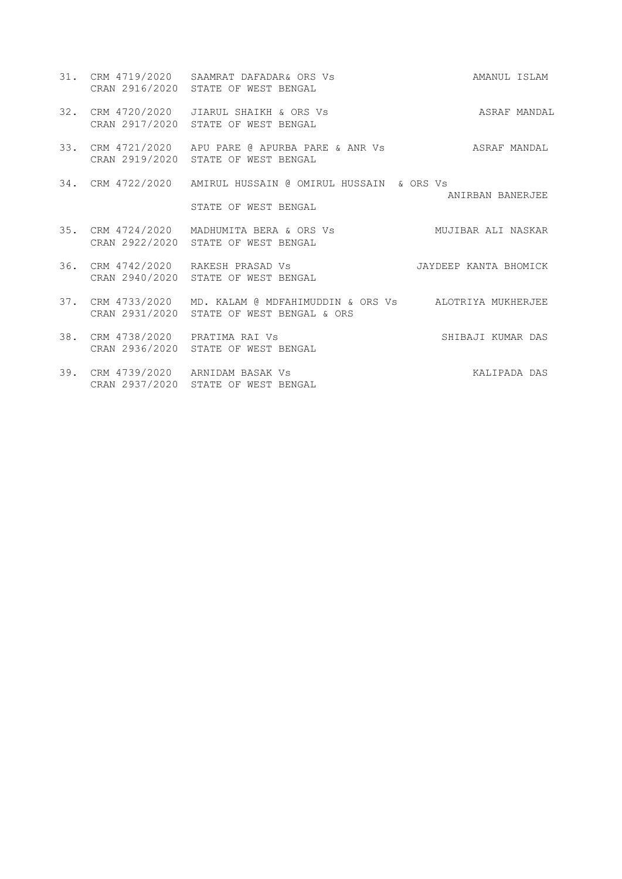31. CRM 4719/2020 SAAMRAT DAFADAR& ORS Vs AMANUL ISLAM
    CRAN 2916/2020 STATE OF WEST BENGAL

32. CRM 4720/2020 JIARUL SHAIKH & ORS Vs ASRAF MANDAL
    CRAN 2917/2020 STATE OF WEST BENGAL

33. CRM 4721/2020 APU PARE @ APURBA PARE & ANR Vs ASRAF MANDAL
    CRAN 2919/2020 STATE OF WEST BENGAL

34. CRM 4722/2020 AMIRUL HUSSAIN @ OMIRUL HUSSAIN & ORS Vs ANIRBAN BANERJEE
    STATE OF WEST BENGAL

35. CRM 4724/2020 MADHUMITA BERA & ORS Vs MUJIBAR ALI NASKAR
    CRAN 2922/2020 STATE OF WEST BENGAL

36. CRM 4742/2020 RAKESH PRASAD Vs JAYDEEP KANTA BHOMICK
    CRAN 2940/2020 STATE OF WEST BENGAL

37. CRM 4733/2020 MD. KALAM @ MDFAHIMUDDIN & ORS Vs ALOTRIYA MUKHERJEE
    CRAN 2931/2020 STATE OF WEST BENGAL & ORS

38. CRM 4738/2020 PRATIMA RAI Vs SHIBAJI KUMAR DAS
    CRAN 2936/2020 STATE OF WEST BENGAL

39. CRM 4739/2020 ARNIDAM BASAK Vs KALIPADA DAS
    CRAN 2937/2020 STATE OF WEST BENGAL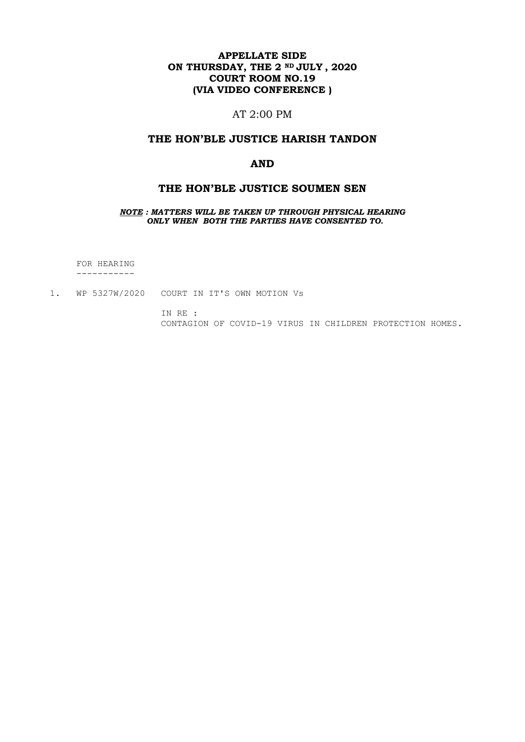**APPELLATE SIDE**
**ON THURSDAY, THE 2 ND JULY , 2020**
**COURT ROOM NO.19**
**(VIA VIDEO CONFERENCE )**

AT 2:00 PM

**THE HON'BLE JUSTICE HARISH TANDON**

**AND**

**THE HON'BLE JUSTICE SOUMEN SEN**

***NOTE : MATTERS WILL BE TAKEN UP THROUGH PHYSICAL HEARING ONLY WHEN BOTH THE PARTIES HAVE CONSENTED TO.***

FOR HEARING
-----------

1. WP 5327W/2020 COURT IN IT'S OWN MOTION Vs

   IN RE :
   CONTAGION OF COVID-19 VIRUS IN CHILDREN PROTECTION HOMES.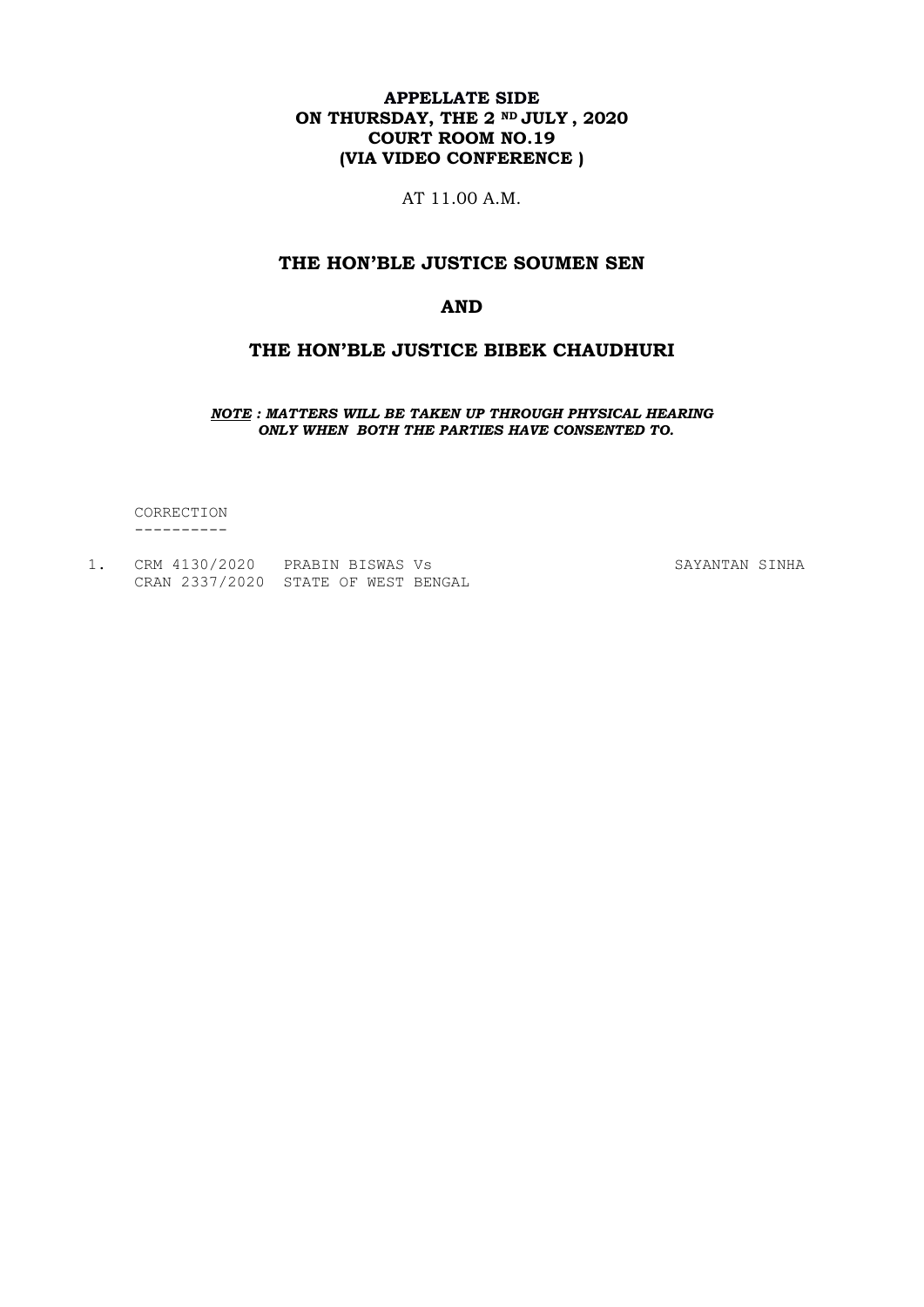**APPELLATE SIDE**
**ON THURSDAY, THE 2 ND JULY , 2020**
**COURT ROOM NO.19**
**(VIA VIDEO CONFERENCE )**

AT 11.00 A.M.

## THE HON'BLE JUSTICE SOUMEN SEN

## AND

## THE HON'BLE JUSTICE BIBEK CHAUDHURI

***NOTE : MATTERS WILL BE TAKEN UP THROUGH PHYSICAL HEARING ONLY WHEN BOTH THE PARTIES HAVE CONSENTED TO.***

CORRECTION
----------

| | | | |
|---|---|---|---|
| 1. | CRM 4130/2020<br>CRAN 2337/2020 | PRABIN BISWAS Vs<br>STATE OF WEST BENGAL | SAYANTAN SINHA |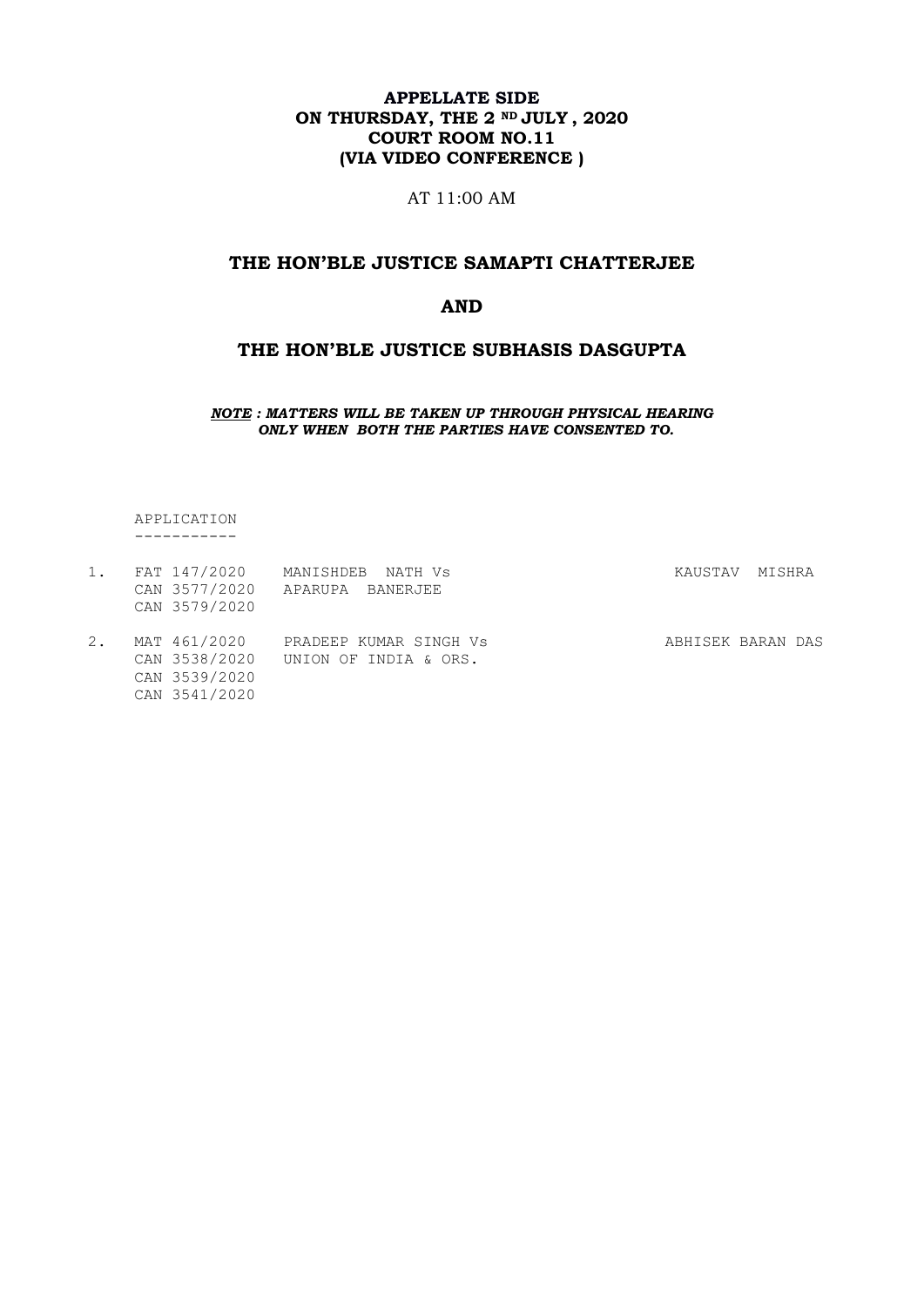**APPELLATE SIDE**
**ON THURSDAY, THE 2 ND JULY , 2020**
**COURT ROOM NO.11**
**(VIA VIDEO CONFERENCE )**

AT 11:00 AM

## THE HON'BLE JUSTICE SAMAPTI CHATTERJEE

## AND

## THE HON'BLE JUSTICE SUBHASIS DASGUPTA

***NOTE : MATTERS WILL BE TAKEN UP THROUGH PHYSICAL HEARING ONLY WHEN BOTH THE PARTIES HAVE CONSENTED TO.***

APPLICATION
-----------

| | | | |
|---|---|---|---|
| 1. | FAT 147/2020<br>CAN 3577/2020<br>CAN 3579/2020 | MANISHDEB NATH Vs<br>APARUPA BANERJEE | KAUSTAV MISHRA |
| 2. | MAT 461/2020<br>CAN 3538/2020<br>CAN 3539/2020<br>CAN 3541/2020 | PRADEEP KUMAR SINGH Vs<br>UNION OF INDIA & ORS. | ABHISEK BARAN DAS |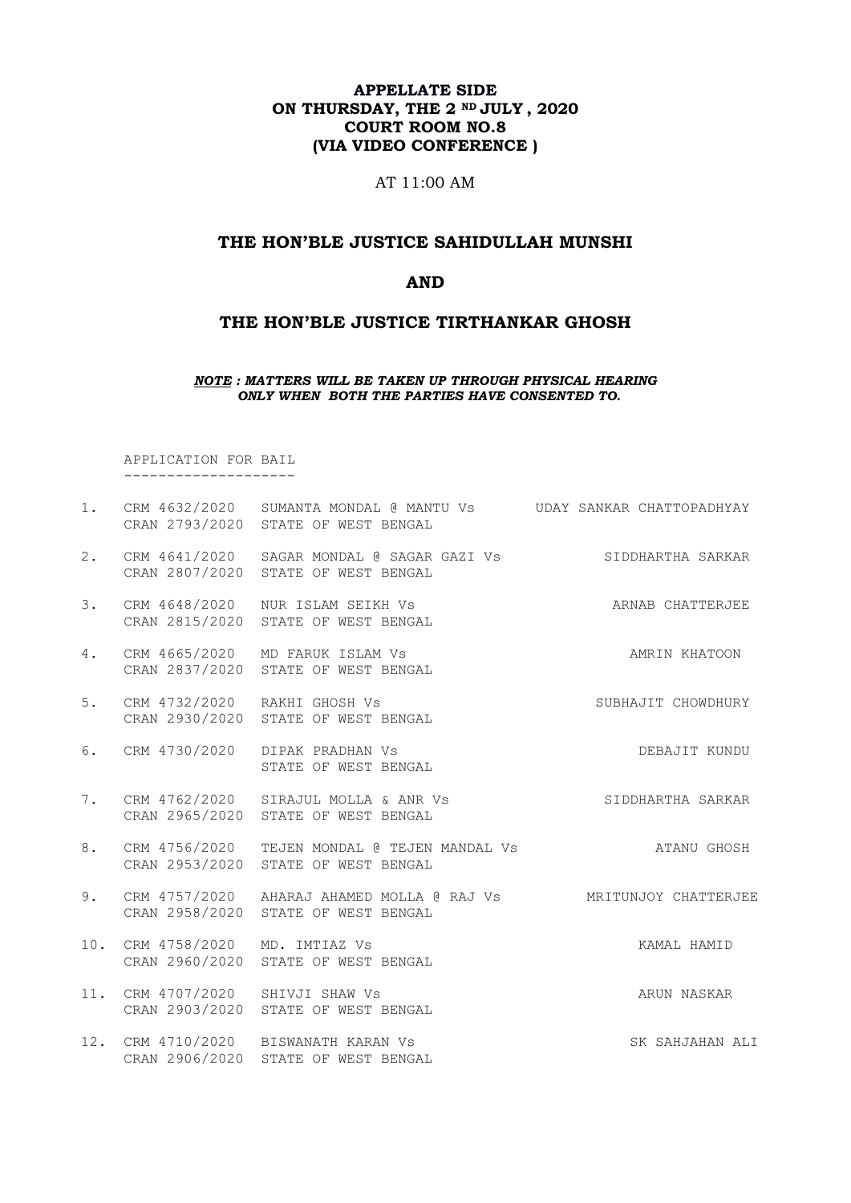**APPELLATE SIDE**
**ON THURSDAY, THE 2 ND JULY , 2020**
**COURT ROOM NO.8**
**(VIA VIDEO CONFERENCE )**

AT 11:00 AM

## THE HON'BLE JUSTICE SAHIDULLAH MUNSHI

## AND

## THE HON'BLE JUSTICE TIRTHANKAR GHOSH

***NOTE : MATTERS WILL BE TAKEN UP THROUGH PHYSICAL HEARING ONLY WHEN BOTH THE PARTIES HAVE CONSENTED TO.***

APPLICATION FOR BAIL
--------------------

| No. | Case No. | Parties | Advocate |
|---|---|---|---|
| 1. | CRM 4632/2020<br>CRAN 2793/2020 | SUMANTA MONDAL @ MANTU Vs<br>STATE OF WEST BENGAL | UDAY SANKAR CHATTOPADHYAY |
| 2. | CRM 4641/2020<br>CRAN 2807/2020 | SAGAR MONDAL @ SAGAR GAZI Vs<br>STATE OF WEST BENGAL | SIDDHARTHA SARKAR |
| 3. | CRM 4648/2020<br>CRAN 2815/2020 | NUR ISLAM SEIKH Vs<br>STATE OF WEST BENGAL | ARNAB CHATTERJEE |
| 4. | CRM 4665/2020<br>CRAN 2837/2020 | MD FARUK ISLAM Vs<br>STATE OF WEST BENGAL | AMRIN KHATOON |
| 5. | CRM 4732/2020<br>CRAN 2930/2020 | RAKHI GHOSH Vs<br>STATE OF WEST BENGAL | SUBHAJIT CHOWDHURY |
| 6. | CRM 4730/2020 | DIPAK PRADHAN Vs<br>STATE OF WEST BENGAL | DEBAJIT KUNDU |
| 7. | CRM 4762/2020<br>CRAN 2965/2020 | SIRAJUL MOLLA & ANR Vs<br>STATE OF WEST BENGAL | SIDDHARTHA SARKAR |
| 8. | CRM 4756/2020<br>CRAN 2953/2020 | TEJEN MONDAL @ TEJEN MANDAL Vs<br>STATE OF WEST BENGAL | ATANU GHOSH |
| 9. | CRM 4757/2020<br>CRAN 2958/2020 | AHARAJ AHAMED MOLLA @ RAJ Vs<br>STATE OF WEST BENGAL | MRITUNJOY CHATTERJEE |
| 10. | CRM 4758/2020<br>CRAN 2960/2020 | MD. IMTIAZ Vs<br>STATE OF WEST BENGAL | KAMAL HAMID |
| 11. | CRM 4707/2020<br>CRAN 2903/2020 | SHIVJI SHAW Vs<br>STATE OF WEST BENGAL | ARUN NASKAR |
| 12. | CRM 4710/2020<br>CRAN 2906/2020 | BISWANATH KARAN Vs<br>STATE OF WEST BENGAL | SK SAHJAHAN ALI |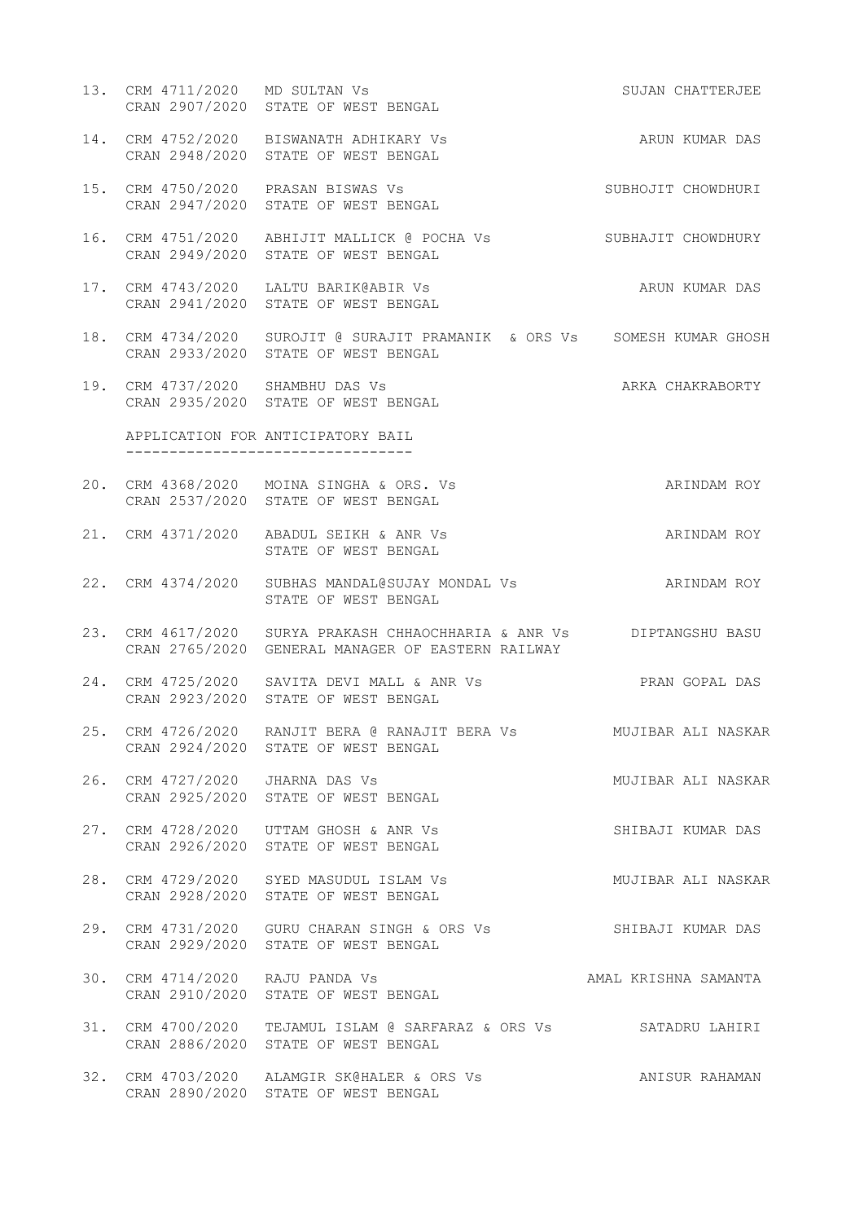13. CRM 4711/2020 MD SULTAN Vs SUJAN CHATTERJEE
    CRAN 2907/2020 STATE OF WEST BENGAL

14. CRM 4752/2020 BISWANATH ADHIKARY Vs ARUN KUMAR DAS
    CRAN 2948/2020 STATE OF WEST BENGAL

15. CRM 4750/2020 PRASAN BISWAS Vs SUBHOJIT CHOWDHURI
    CRAN 2947/2020 STATE OF WEST BENGAL

16. CRM 4751/2020 ABHIJIT MALLICK @ POCHA Vs SUBHAJIT CHOWDHURY
    CRAN 2949/2020 STATE OF WEST BENGAL

17. CRM 4743/2020 LALTU BARIK@ABIR Vs ARUN KUMAR DAS
    CRAN 2941/2020 STATE OF WEST BENGAL

18. CRM 4734/2020 SUROJIT @ SURAJIT PRAMANIK & ORS Vs SOMESH KUMAR GHOSH
    CRAN 2933/2020 STATE OF WEST BENGAL

19. CRM 4737/2020 SHAMBHU DAS Vs ARKA CHAKRABORTY
    CRAN 2935/2020 STATE OF WEST BENGAL

APPLICATION FOR ANTICIPATORY BAIL
---------------------------------

20. CRM 4368/2020 MOINA SINGHA & ORS. Vs ARINDAM ROY
    CRAN 2537/2020 STATE OF WEST BENGAL

21. CRM 4371/2020 ABADUL SEIKH & ANR Vs ARINDAM ROY
    STATE OF WEST BENGAL

22. CRM 4374/2020 SUBHAS MANDAL@SUJAY MONDAL Vs ARINDAM ROY
    STATE OF WEST BENGAL

23. CRM 4617/2020 SURYA PRAKASH CHHAOCHHARIA & ANR Vs DIPTANGSHU BASU
    CRAN 2765/2020 GENERAL MANAGER OF EASTERN RAILWAY

24. CRM 4725/2020 SAVITA DEVI MALL & ANR Vs PRAN GOPAL DAS
    CRAN 2923/2020 STATE OF WEST BENGAL

25. CRM 4726/2020 RANJIT BERA @ RANAJIT BERA Vs MUJIBAR ALI NASKAR
    CRAN 2924/2020 STATE OF WEST BENGAL

26. CRM 4727/2020 JHARNA DAS Vs MUJIBAR ALI NASKAR
    CRAN 2925/2020 STATE OF WEST BENGAL

27. CRM 4728/2020 UTTAM GHOSH & ANR Vs SHIBAJI KUMAR DAS
    CRAN 2926/2020 STATE OF WEST BENGAL

28. CRM 4729/2020 SYED MASUDUL ISLAM Vs MUJIBAR ALI NASKAR
    CRAN 2928/2020 STATE OF WEST BENGAL

29. CRM 4731/2020 GURU CHARAN SINGH & ORS Vs SHIBAJI KUMAR DAS
    CRAN 2929/2020 STATE OF WEST BENGAL

30. CRM 4714/2020 RAJU PANDA Vs AMAL KRISHNA SAMANTA
    CRAN 2910/2020 STATE OF WEST BENGAL

31. CRM 4700/2020 TEJAMUL ISLAM @ SARFARAZ & ORS Vs SATADRU LAHIRI
    CRAN 2886/2020 STATE OF WEST BENGAL

32. CRM 4703/2020 ALAMGIR SK@HALER & ORS Vs ANISUR RAHAMAN
    CRAN 2890/2020 STATE OF WEST BENGAL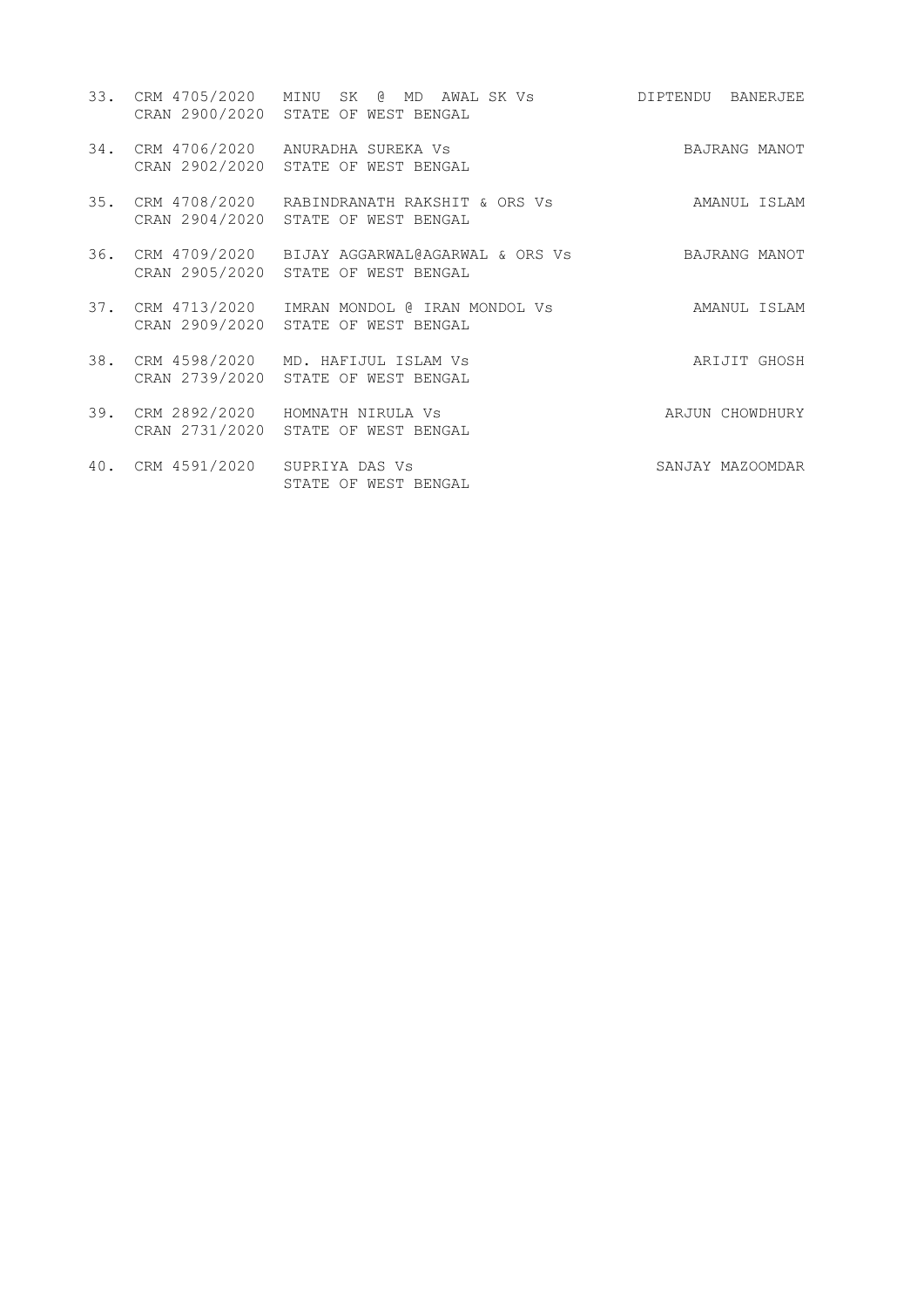33. CRM 4705/2020 CRAN 2900/2020 MINU SK @ MD AWAL SK Vs STATE OF WEST BENGAL — DIPTENDU BANERJEE

34. CRM 4706/2020 CRAN 2902/2020 ANURADHA SUREKA Vs STATE OF WEST BENGAL — BAJRANG MANOT

35. CRM 4708/2020 CRAN 2904/2020 RABINDRANATH RAKSHIT & ORS Vs STATE OF WEST BENGAL — AMANUL ISLAM

36. CRM 4709/2020 CRAN 2905/2020 BIJAY AGGARWAL@AGARWAL & ORS Vs STATE OF WEST BENGAL — BAJRANG MANOT

37. CRM 4713/2020 CRAN 2909/2020 IMRAN MONDOL @ IRAN MONDOL Vs STATE OF WEST BENGAL — AMANUL ISLAM

38. CRM 4598/2020 CRAN 2739/2020 MD. HAFIJUL ISLAM Vs STATE OF WEST BENGAL — ARIJIT GHOSH

39. CRM 2892/2020 CRAN 2731/2020 HOMNATH NIRULA Vs STATE OF WEST BENGAL — ARJUN CHOWDHURY

40. CRM 4591/2020 SUPRIYA DAS Vs STATE OF WEST BENGAL — SANJAY MAZOOMDAR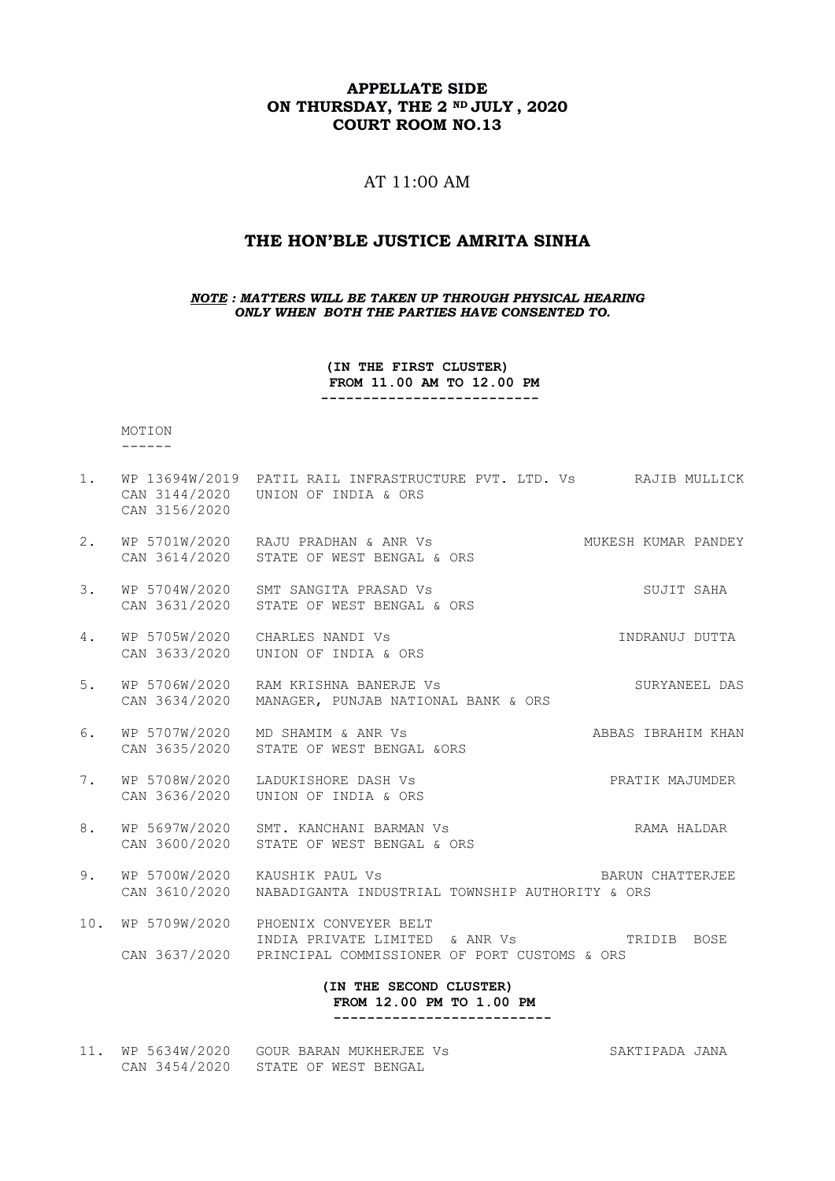**APPELLATE SIDE**
**ON THURSDAY, THE 2 ND JULY , 2020**
**COURT ROOM NO.13**

AT 11:00 AM

## THE HON'BLE JUSTICE AMRITA SINHA

***NOTE : MATTERS WILL BE TAKEN UP THROUGH PHYSICAL HEARING ONLY WHEN BOTH THE PARTIES HAVE CONSENTED TO.***

**(IN THE FIRST CLUSTER)**
**FROM 11.00 AM TO 12.00 PM**

MOTION

| | | | |
|---|---|---|---|
| 1. | WP 13694W/2019<br>CAN 3144/2020<br>CAN 3156/2020 | PATIL RAIL INFRASTRUCTURE PVT. LTD. Vs<br>UNION OF INDIA & ORS | RAJIB MULLICK |
| 2. | WP 5701W/2020<br>CAN 3614/2020 | RAJU PRADHAN & ANR Vs<br>STATE OF WEST BENGAL & ORS | MUKESH KUMAR PANDEY |
| 3. | WP 5704W/2020<br>CAN 3631/2020 | SMT SANGITA PRASAD Vs<br>STATE OF WEST BENGAL & ORS | SUJIT SAHA |
| 4. | WP 5705W/2020<br>CAN 3633/2020 | CHARLES NANDI Vs<br>UNION OF INDIA & ORS | INDRANUJ DUTTA |
| 5. | WP 5706W/2020<br>CAN 3634/2020 | RAM KRISHNA BANERJE Vs<br>MANAGER, PUNJAB NATIONAL BANK & ORS | SURYANEEL DAS |
| 6. | WP 5707W/2020<br>CAN 3635/2020 | MD SHAMIM & ANR Vs<br>STATE OF WEST BENGAL &ORS | ABBAS IBRAHIM KHAN |
| 7. | WP 5708W/2020<br>CAN 3636/2020 | LADUKISHORE DASH Vs<br>UNION OF INDIA & ORS | PRATIK MAJUMDER |
| 8. | WP 5697W/2020<br>CAN 3600/2020 | SMT. KANCHANI BARMAN Vs<br>STATE OF WEST BENGAL & ORS | RAMA HALDAR |
| 9. | WP 5700W/2020<br>CAN 3610/2020 | KAUSHIK PAUL Vs<br>NABADIGANTA INDUSTRIAL TOWNSHIP AUTHORITY & ORS | BARUN CHATTERJEE |
| 10. | WP 5709W/2020<br>CAN 3637/2020 | PHOENIX CONVEYER BELT INDIA PRIVATE LIMITED & ANR Vs<br>PRINCIPAL COMMISSIONER OF PORT CUSTOMS & ORS | TRIDIB BOSE |

**(IN THE SECOND CLUSTER)**
**FROM 12.00 PM TO 1.00 PM**

| | | | |
|---|---|---|---|
| 11. | WP 5634W/2020<br>CAN 3454/2020 | GOUR BARAN MUKHERJEE Vs<br>STATE OF WEST BENGAL | SAKTIPADA JANA |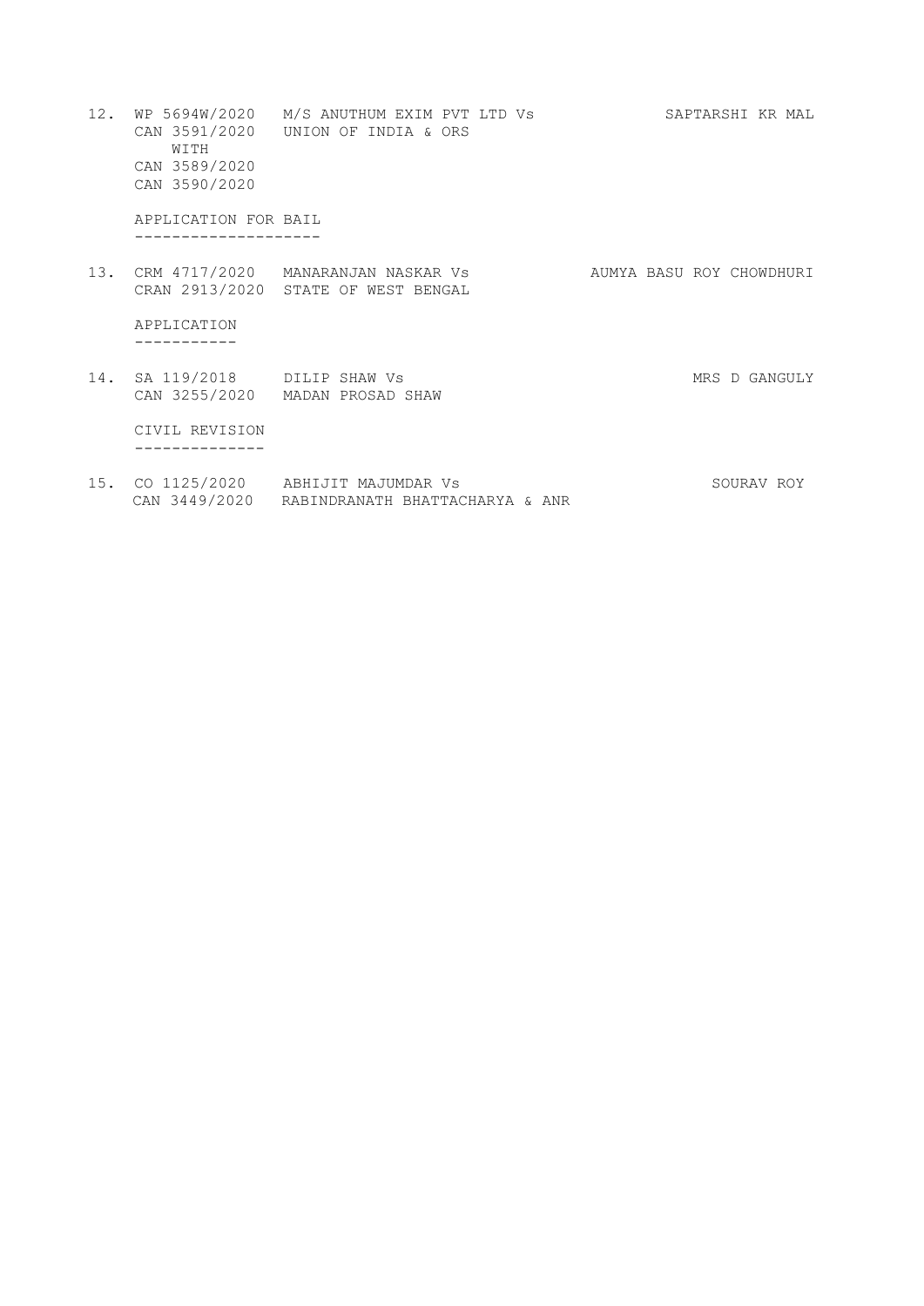12. WP 5694W/2020 M/S ANUTHUM EXIM PVT LTD Vs UNION OF INDIA & ORS — SAPTARSHI KR MAL
    CAN 3591/2020
    WITH
    CAN 3589/2020
    CAN 3590/2020

APPLICATION FOR BAIL
--------------------

13. CRM 4717/2020 MANARANJAN NASKAR Vs STATE OF WEST BENGAL — AUMYA BASU ROY CHOWDHURI
    CRAN 2913/2020

APPLICATION
-----------

14. SA 119/2018 DILIP SHAW Vs MADAN PROSAD SHAW — MRS D GANGULY
    CAN 3255/2020

CIVIL REVISION
--------------

15. CO 1125/2020 ABHIJIT MAJUMDAR Vs RABINDRANATH BHATTACHARYA & ANR — SOURAV ROY
    CAN 3449/2020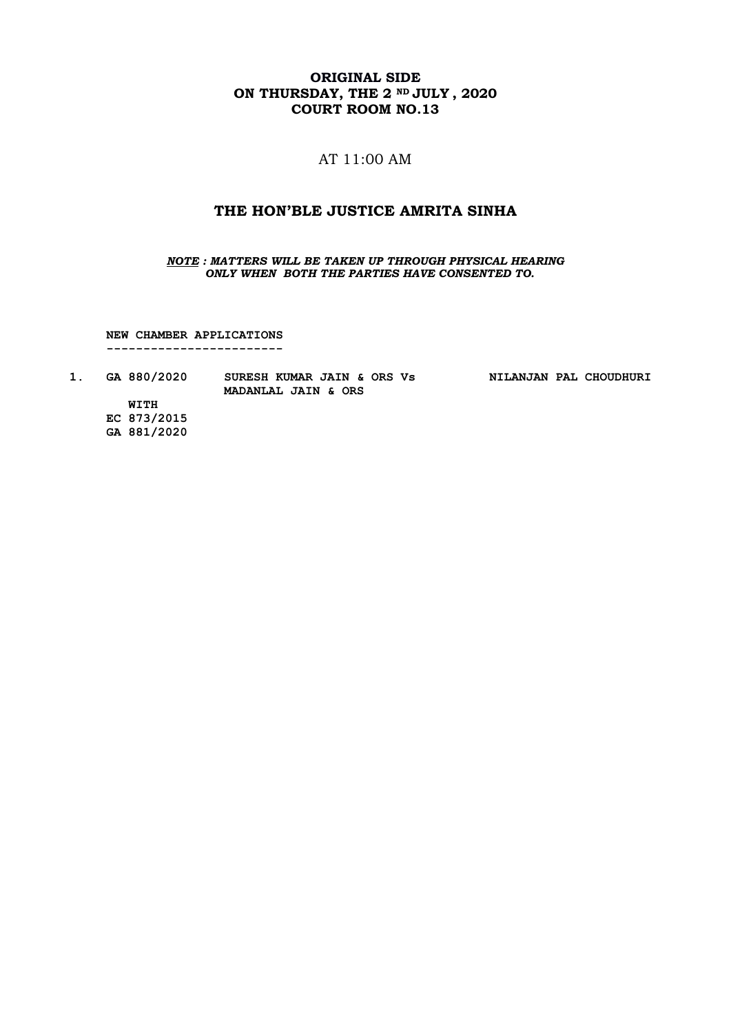**ORIGINAL SIDE**
**ON THURSDAY, THE 2 ND JULY , 2020**
**COURT ROOM NO.13**

AT 11:00 AM

## THE HON'BLE JUSTICE AMRITA SINHA

***NOTE : MATTERS WILL BE TAKEN UP THROUGH PHYSICAL HEARING ONLY WHEN BOTH THE PARTIES HAVE CONSENTED TO.***

**NEW CHAMBER APPLICATIONS**
**------------------------**

| | | | |
|---|---|---|---|
| **1.** | **GA 880/2020** | **SURESH KUMAR JAIN & ORS Vs MADANLAL JAIN & ORS** | **NILANJAN PAL CHOUDHURI** |
| | **WITH** | | |
| | **EC 873/2015** | | |
| | **GA 881/2020** | | |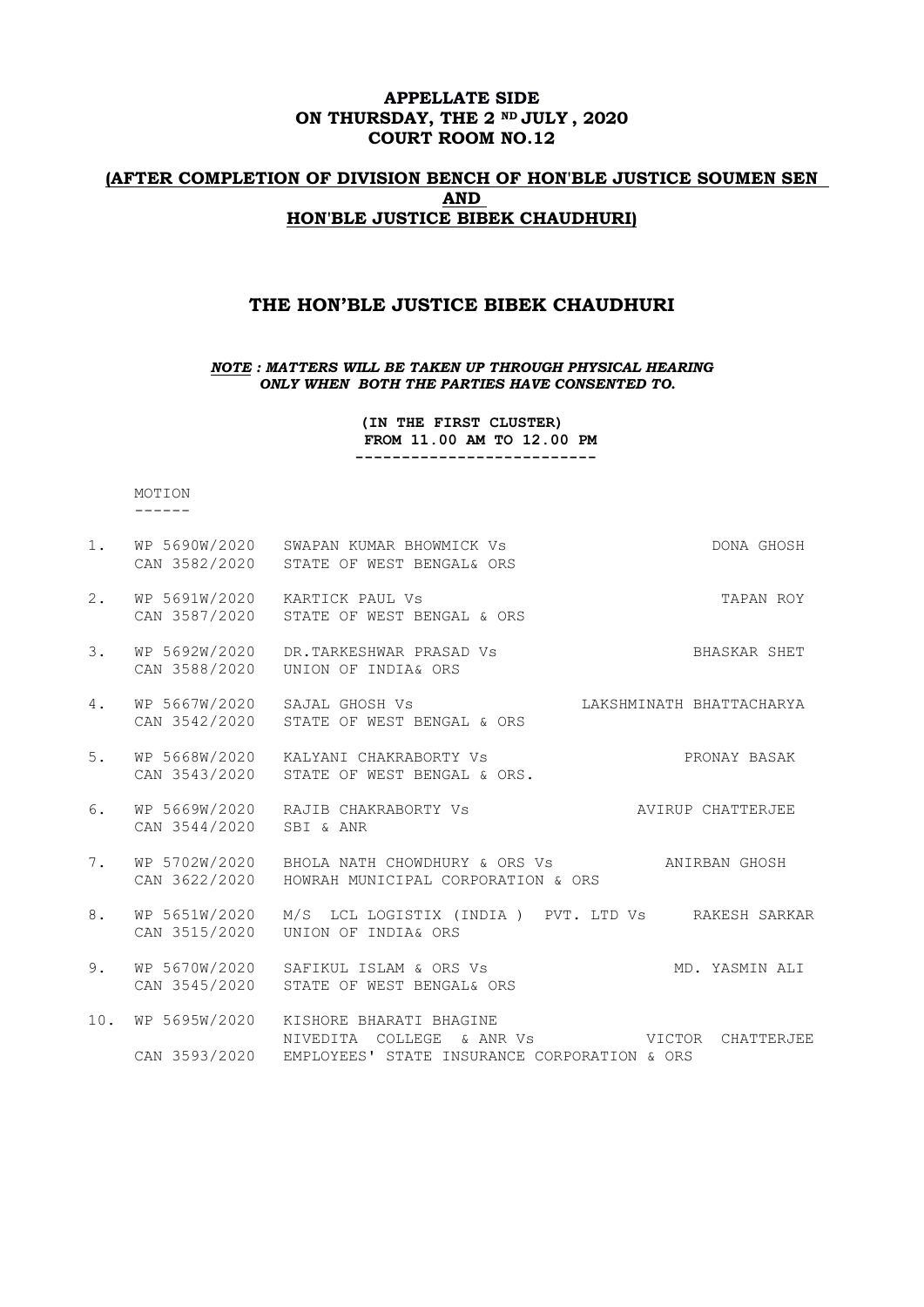**APPELLATE SIDE**
**ON THURSDAY, THE 2 ND JULY , 2020**
**COURT ROOM NO.12**

**(AFTER COMPLETION OF DIVISION BENCH OF HON'BLE JUSTICE SOUMEN SEN AND HON'BLE JUSTICE BIBEK CHAUDHURI)**

## THE HON'BLE JUSTICE BIBEK CHAUDHURI

***NOTE : MATTERS WILL BE TAKEN UP THROUGH PHYSICAL HEARING ONLY WHEN BOTH THE PARTIES HAVE CONSENTED TO.***

**(IN THE FIRST CLUSTER)**
**FROM 11.00 AM TO 12.00 PM**

MOTION

| No. | Case No. | Parties | Advocate |
|---|---|---|---|
| 1. | WP 5690W/2020<br>CAN 3582/2020 | SWAPAN KUMAR BHOWMICK Vs<br>STATE OF WEST BENGAL& ORS | DONA GHOSH |
| 2. | WP 5691W/2020<br>CAN 3587/2020 | KARTICK PAUL Vs<br>STATE OF WEST BENGAL & ORS | TAPAN ROY |
| 3. | WP 5692W/2020<br>CAN 3588/2020 | DR.TARKESHWAR PRASAD Vs<br>UNION OF INDIA& ORS | BHASKAR SHET |
| 4. | WP 5667W/2020<br>CAN 3542/2020 | SAJAL GHOSH Vs<br>STATE OF WEST BENGAL & ORS | LAKSHMINATH BHATTACHARYA |
| 5. | WP 5668W/2020<br>CAN 3543/2020 | KALYANI CHAKRABORTY Vs<br>STATE OF WEST BENGAL & ORS. | PRONAY BASAK |
| 6. | WP 5669W/2020<br>CAN 3544/2020 | RAJIB CHAKRABORTY Vs<br>SBI & ANR | AVIRUP CHATTERJEE |
| 7. | WP 5702W/2020<br>CAN 3622/2020 | BHOLA NATH CHOWDHURY & ORS Vs<br>HOWRAH MUNICIPAL CORPORATION & ORS | ANIRBAN GHOSH |
| 8. | WP 5651W/2020<br>CAN 3515/2020 | M/S LCL LOGISTIX (INDIA ) PVT. LTD Vs<br>UNION OF INDIA& ORS | RAKESH SARKAR |
| 9. | WP 5670W/2020<br>CAN 3545/2020 | SAFIKUL ISLAM & ORS Vs<br>STATE OF WEST BENGAL& ORS | MD. YASMIN ALI |
| 10. | WP 5695W/2020<br>CAN 3593/2020 | KISHORE BHARATI BHAGINE NIVEDITA COLLEGE & ANR Vs<br>EMPLOYEES' STATE INSURANCE CORPORATION & ORS | VICTOR CHATTERJEE |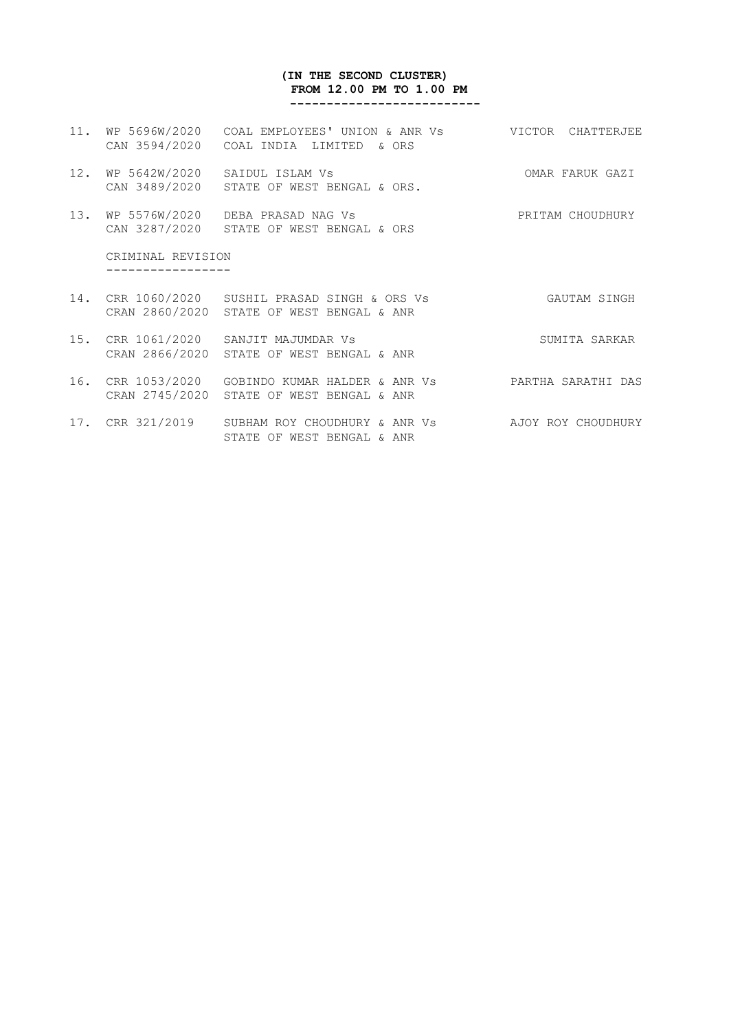**(IN THE SECOND CLUSTER)**
**FROM 12.00 PM TO 1.00 PM**

| | | | |
|---|---|---|---|
| 11. | WP 5696W/2020<br>CAN 3594/2020 | COAL EMPLOYEES' UNION & ANR Vs<br>COAL INDIA LIMITED & ORS | VICTOR CHATTERJEE |
| 12. | WP 5642W/2020<br>CAN 3489/2020 | SAIDUL ISLAM Vs<br>STATE OF WEST BENGAL & ORS. | OMAR FARUK GAZI |
| 13. | WP 5576W/2020<br>CAN 3287/2020 | DEBA PRASAD NAG Vs<br>STATE OF WEST BENGAL & ORS | PRITAM CHOUDHURY |

CRIMINAL REVISION

| | | | |
|---|---|---|---|
| 14. | CRR 1060/2020<br>CRAN 2860/2020 | SUSHIL PRASAD SINGH & ORS Vs<br>STATE OF WEST BENGAL & ANR | GAUTAM SINGH |
| 15. | CRR 1061/2020<br>CRAN 2866/2020 | SANJIT MAJUMDAR Vs<br>STATE OF WEST BENGAL & ANR | SUMITA SARKAR |
| 16. | CRR 1053/2020<br>CRAN 2745/2020 | GOBINDO KUMAR HALDER & ANR Vs<br>STATE OF WEST BENGAL & ANR | PARTHA SARATHI DAS |
| 17. | CRR 321/2019 | SUBHAM ROY CHOUDHURY & ANR Vs<br>STATE OF WEST BENGAL & ANR | AJOY ROY CHOUDHURY |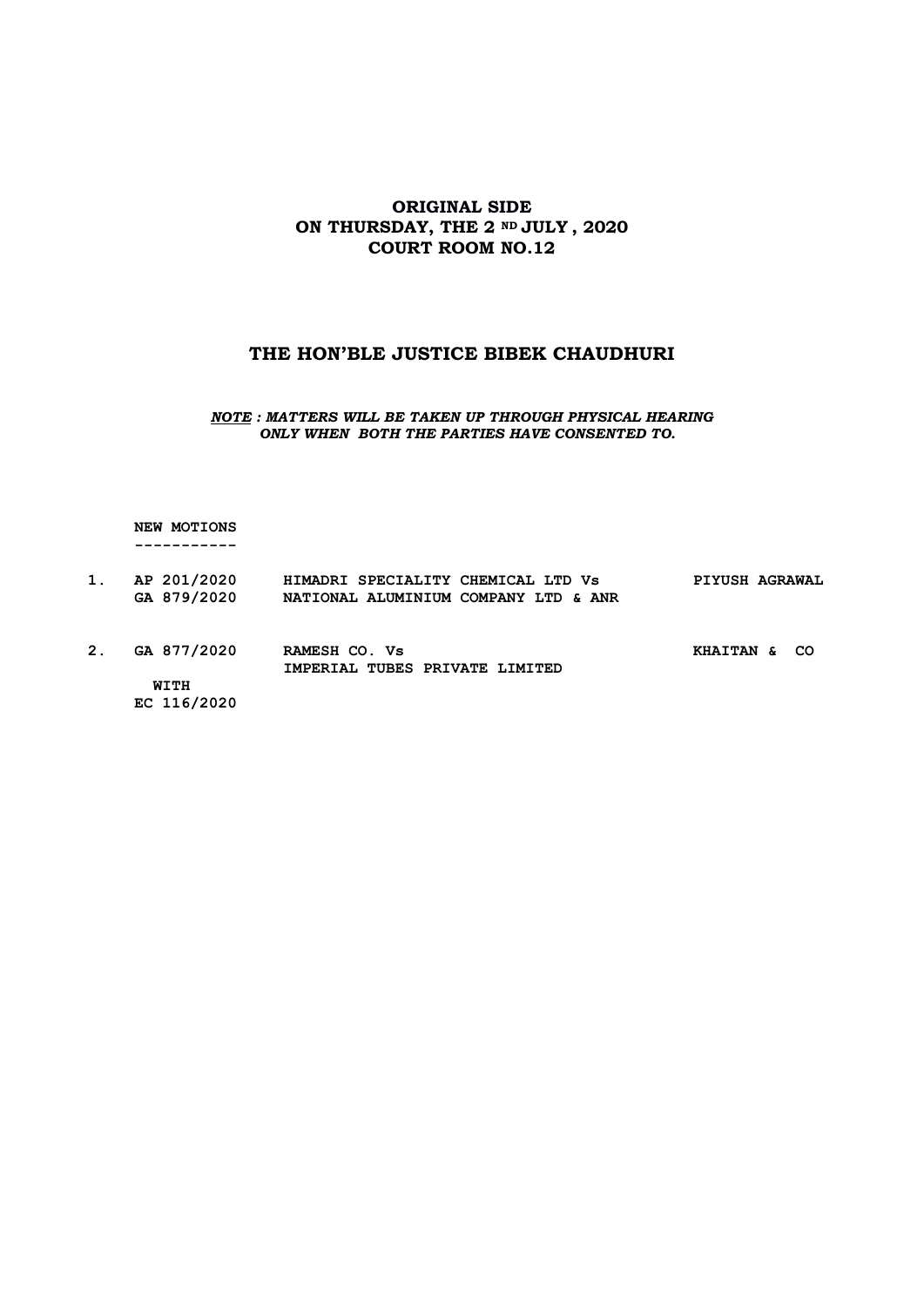**ORIGINAL SIDE**
**ON THURSDAY, THE 2 ND JULY , 2020**
**COURT ROOM NO.12**

## THE HON'BLE JUSTICE BIBEK CHAUDHURI

***NOTE : MATTERS WILL BE TAKEN UP THROUGH PHYSICAL HEARING ONLY WHEN BOTH THE PARTIES HAVE CONSENTED TO.***

**NEW MOTIONS**
**-----------**

| | | | |
|---|---|---|---|
| 1. | AP 201/2020<br>GA 879/2020 | HIMADRI SPECIALITY CHEMICAL LTD Vs<br>NATIONAL ALUMINIUM COMPANY LTD & ANR | PIYUSH AGRAWAL |
| 2. | GA 877/2020<br>WITH<br>EC 116/2020 | RAMESH CO. Vs<br>IMPERIAL TUBES PRIVATE LIMITED | KHAITAN & CO |